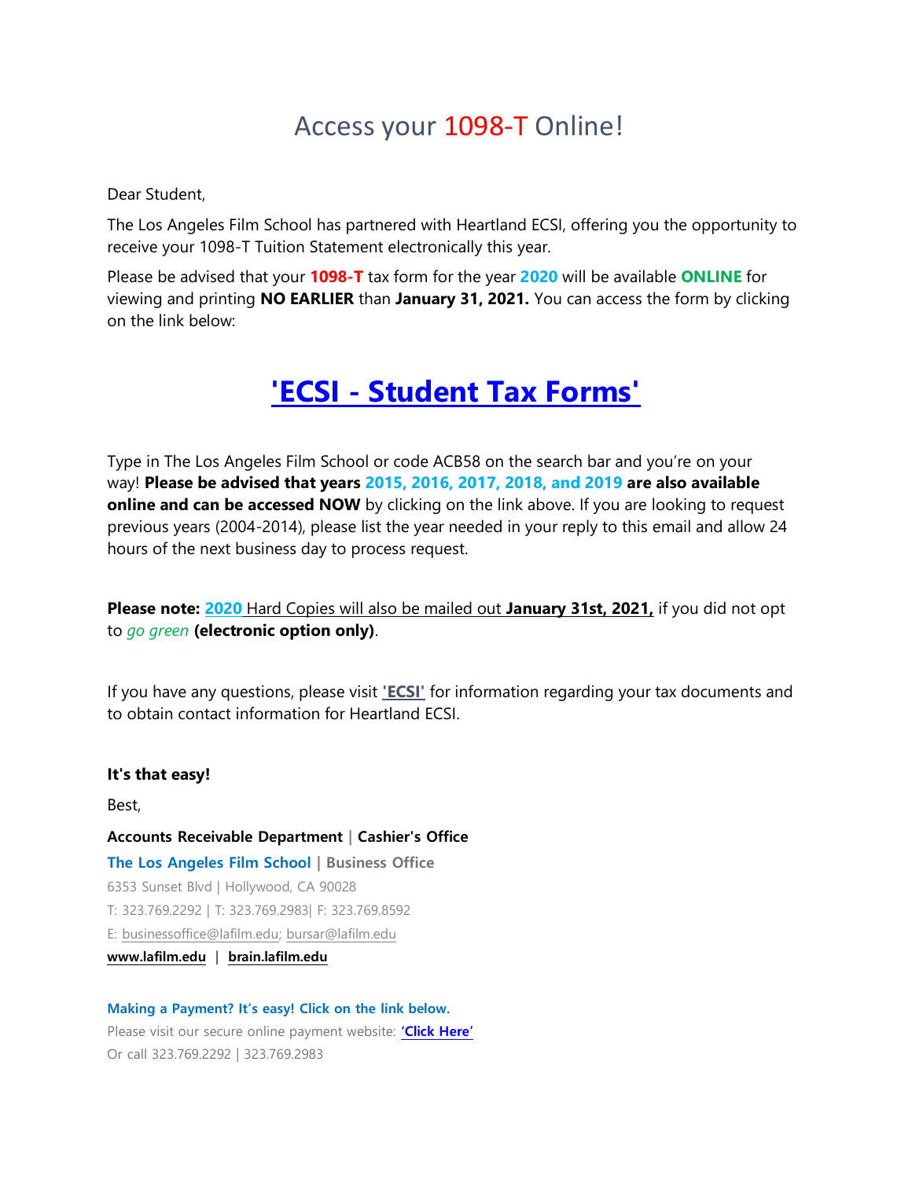# Access your 1098-T Online!

Dear Student,

The Los Angeles Film School has partnered with Heartland ECSI, offering you the opportunity to receive your 1098-T Tuition Statement electronically this year.

Please be advised that your **1098-T** tax form for the year **2020** will be available **ONLINE** for viewing and printing **NO EARLIER** than **January 31, 2021.** You can access the form by clicking on the link below:

## 'ECSI - Student Tax Forms'

Type in The Los Angeles Film School or code ACB58 on the search bar and you're on your way! **Please be advised that years 2015, 2016, 2017, 2018, and 2019 are also available online and can be accessed NOW** by clicking on the link above. If you are looking to request previous years (2004-2014), please list the year needed in your reply to this email and allow 24 hours of the next business day to process request.

**Please note:** 2020 Hard Copies will also be mailed out **January 31st, 2021,** if you did not opt to *go green* **(electronic option only)**.

If you have any questions, please visit **'ECSI'** for information regarding your tax documents and to obtain contact information for Heartland ECSI.

**It's that easy!**

Best,

**Accounts Receivable Department | Cashier's Office**

**The Los Angeles Film School | Business Office**

6353 Sunset Blvd | Hollywood, CA 90028

T: 323.769.2292 | T: 323.769.2983| F: 323.769.8592

E: businessoffice@lafilm.edu; bursar@lafilm.edu

**www.lafilm.edu** | **brain.lafilm.edu**

**Making a Payment? It's easy! Click on the link below.**

Please visit our secure online payment website: **'Click Here'**

Or call 323.769.2292 | 323.769.2983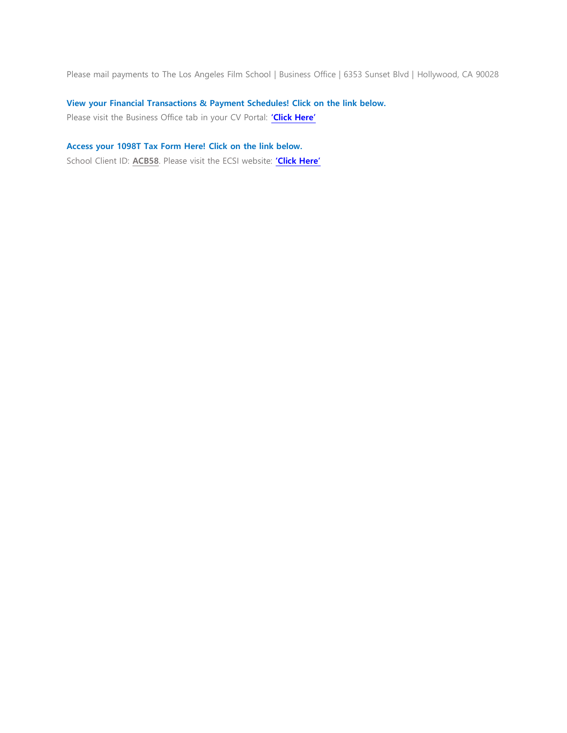Please mail payments to The Los Angeles Film School | Business Office | 6353 Sunset Blvd | Hollywood, CA 90028

**View your Financial Transactions & Payment Schedules! Click on the link below.**

Please visit the Business Office tab in your CV Portal: **'Click Here'**

**Access your 1098T Tax Form Here! Click on the link below.**

School Client ID: **ACB58**. Please visit the ECSI website: **'Click Here'**